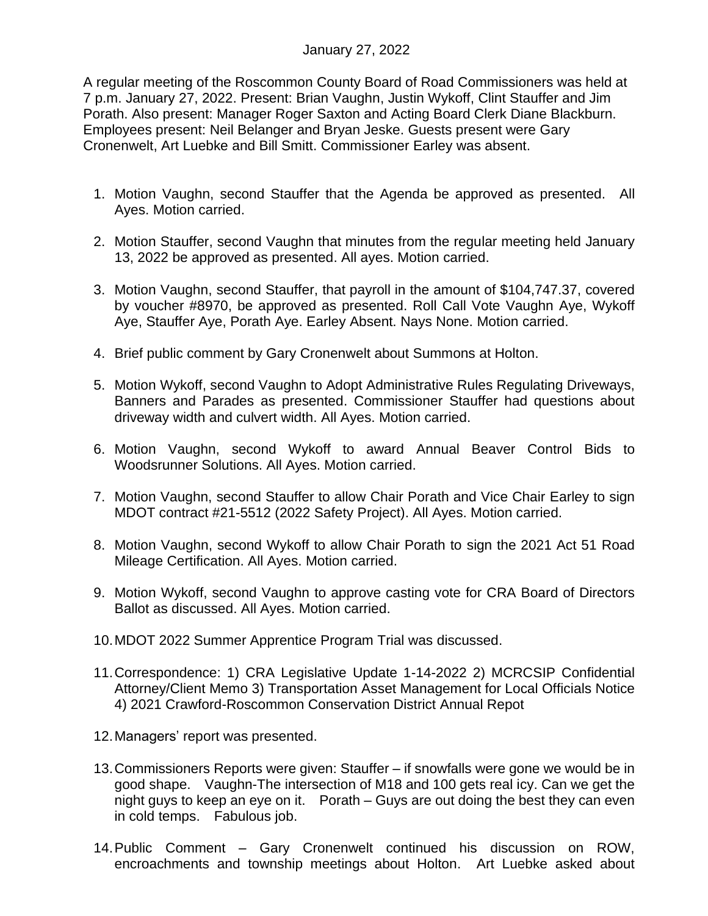January 27, 2022

A regular meeting of the Roscommon County Board of Road Commissioners was held at 7 p.m. January 27, 2022. Present: Brian Vaughn, Justin Wykoff, Clint Stauffer and Jim Porath. Also present: Manager Roger Saxton and Acting Board Clerk Diane Blackburn. Employees present: Neil Belanger and Bryan Jeske. Guests present were Gary Cronenwelt, Art Luebke and Bill Smitt. Commissioner Earley was absent.

1. Motion Vaughn, second Stauffer that the Agenda be approved as presented. All Ayes. Motion carried.
2. Motion Stauffer, second Vaughn that minutes from the regular meeting held January 13, 2022 be approved as presented. All ayes. Motion carried.
3. Motion Vaughn, second Stauffer, that payroll in the amount of $104,747.37, covered by voucher #8970, be approved as presented. Roll Call Vote Vaughn Aye, Wykoff Aye, Stauffer Aye, Porath Aye. Earley Absent. Nays None. Motion carried.
4. Brief public comment by Gary Cronenwelt about Summons at Holton.
5. Motion Wykoff, second Vaughn to Adopt Administrative Rules Regulating Driveways, Banners and Parades as presented. Commissioner Stauffer had questions about driveway width and culvert width. All Ayes. Motion carried.
6. Motion Vaughn, second Wykoff to award Annual Beaver Control Bids to Woodsrunner Solutions. All Ayes. Motion carried.
7. Motion Vaughn, second Stauffer to allow Chair Porath and Vice Chair Earley to sign MDOT contract #21-5512 (2022 Safety Project). All Ayes. Motion carried.
8. Motion Vaughn, second Wykoff to allow Chair Porath to sign the 2021 Act 51 Road Mileage Certification. All Ayes. Motion carried.
9. Motion Wykoff, second Vaughn to approve casting vote for CRA Board of Directors Ballot as discussed. All Ayes. Motion carried.
10. MDOT 2022 Summer Apprentice Program Trial was discussed.
11. Correspondence: 1) CRA Legislative Update 1-14-2022 2) MCRCSIP Confidential Attorney/Client Memo 3) Transportation Asset Management for Local Officials Notice 4) 2021 Crawford-Roscommon Conservation District Annual Repot
12. Managers' report was presented.
13. Commissioners Reports were given: Stauffer – if snowfalls were gone we would be in good shape. Vaughn-The intersection of M18 and 100 gets real icy. Can we get the night guys to keep an eye on it. Porath – Guys are out doing the best they can even in cold temps. Fabulous job.
14. Public Comment – Gary Cronenwelt continued his discussion on ROW, encroachments and township meetings about Holton. Art Luebke asked about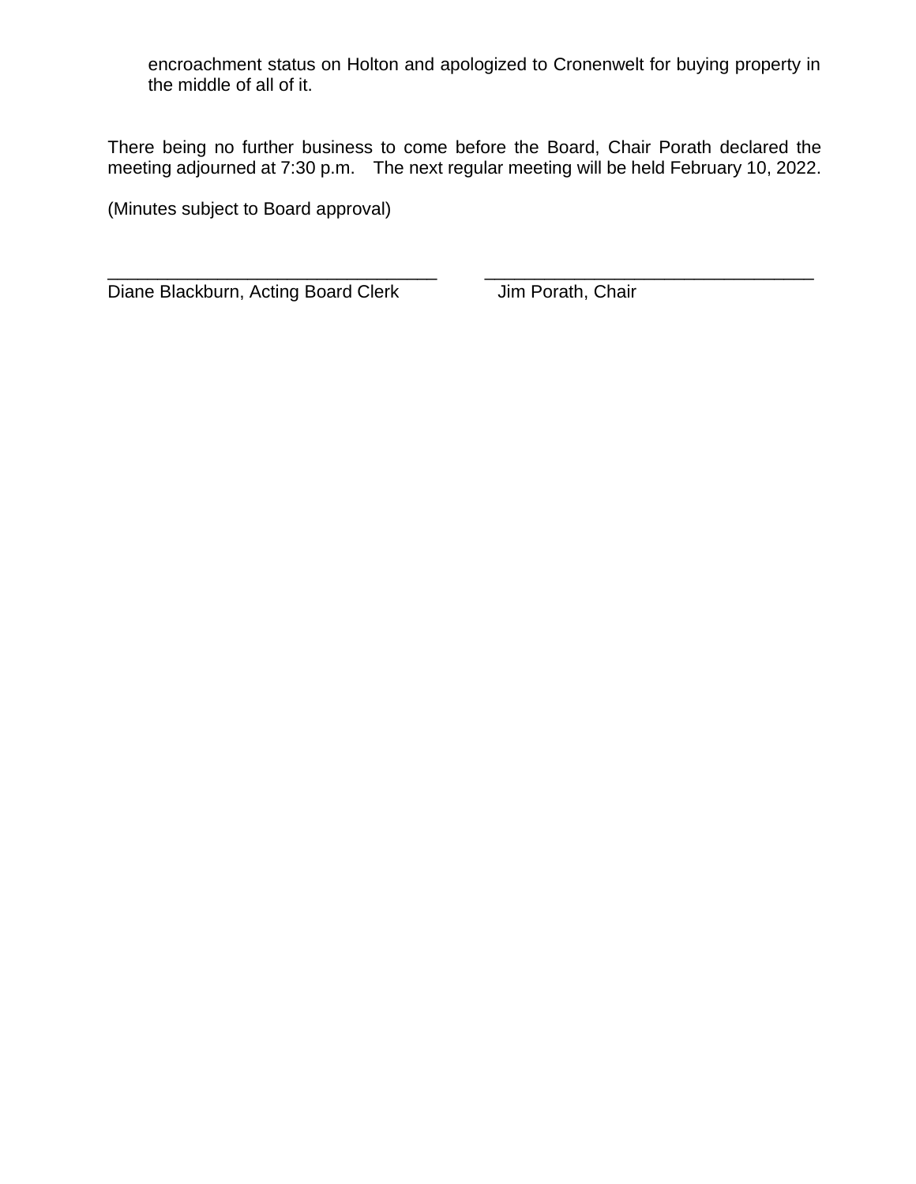encroachment status on Holton and apologized to Cronenwelt for buying property in the middle of all of it.

There being no further business to come before the Board, Chair Porath declared the meeting adjourned at 7:30 p.m. The next regular meeting will be held February 10, 2022.

(Minutes subject to Board approval)

| | |
|---|---|
| _________________________________ | _________________________________ |
| Diane Blackburn, Acting Board Clerk | Jim Porath, Chair |